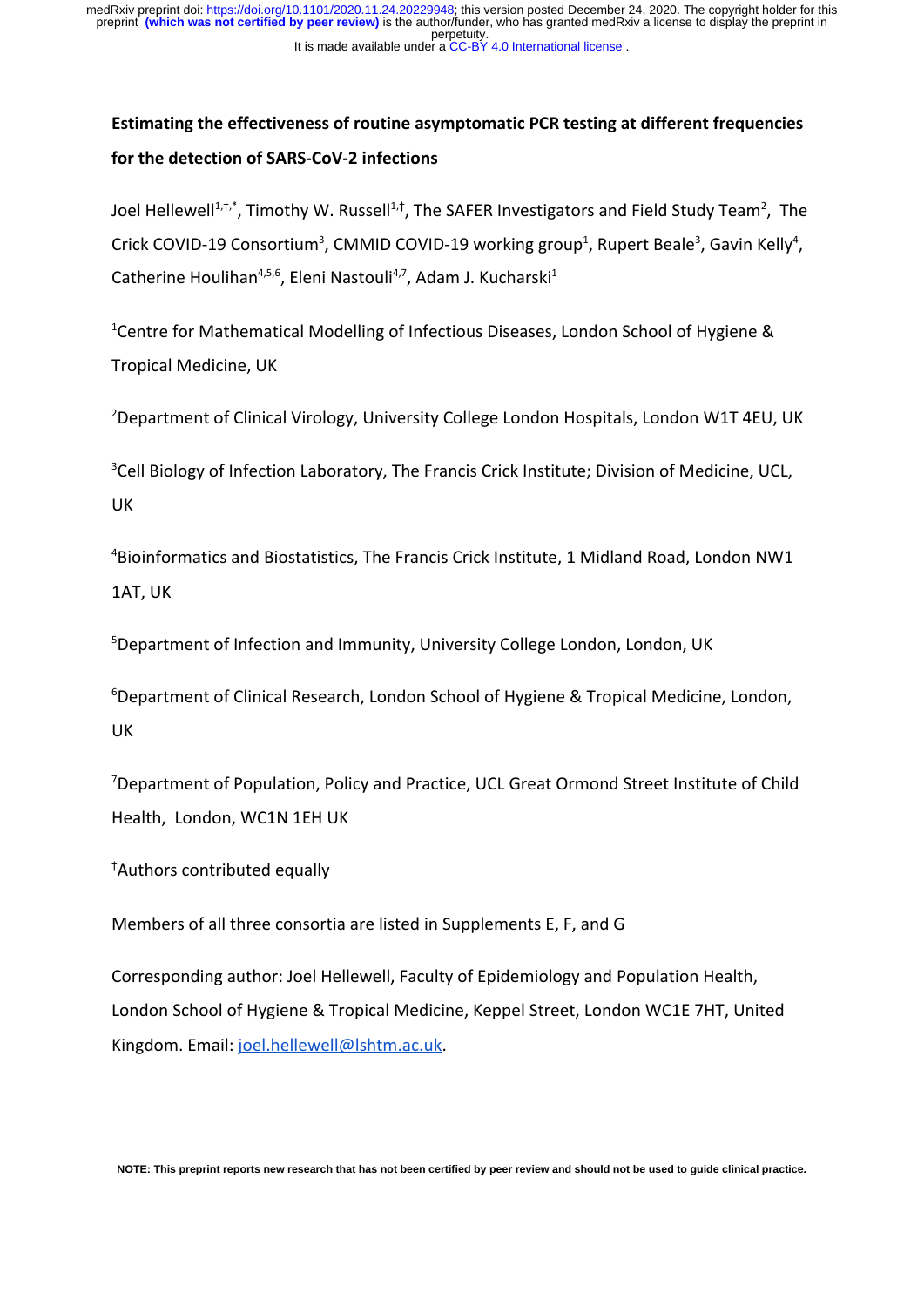**Estimating the effectiveness of routine asymptomatic PCR testing at different frequencies for the detection of SARS-CoV-2 infections**

Joel Hellewell[1,†,*], Timothy W. Russell[1,†], The SAFER Investigators and Field Study Team[2], The Crick COVID-19 Consortium[3], CMMID COVID-19 working group[1], Rupert Beale[3], Gavin Kelly[4], Catherine Houlihan[4,5,6], Eleni Nastouli[4,7], Adam J. Kucharski[1]

[1]Centre for Mathematical Modelling of Infectious Diseases, London School of Hygiene & Tropical Medicine, UK

[2]Department of Clinical Virology, University College London Hospitals, London W1T 4EU, UK

[3]Cell Biology of Infection Laboratory, The Francis Crick Institute; Division of Medicine, UCL, UK

[4]Bioinformatics and Biostatistics, The Francis Crick Institute, 1 Midland Road, London NW1 1AT, UK

[5]Department of Infection and Immunity, University College London, London, UK

[6]Department of Clinical Research, London School of Hygiene & Tropical Medicine, London, UK

[7]Department of Population, Policy and Practice, UCL Great Ormond Street Institute of Child Health, London, WC1N 1EH UK

[†]Authors contributed equally

Members of all three consortia are listed in Supplements E, F, and G

Corresponding author: Joel Hellewell, Faculty of Epidemiology and Population Health, London School of Hygiene & Tropical Medicine, Keppel Street, London WC1E 7HT, United Kingdom. Email: joel.hellewell@lshtm.ac.uk.

NOTE: This preprint reports new research that has not been certified by peer review and should not be used to guide clinical practice.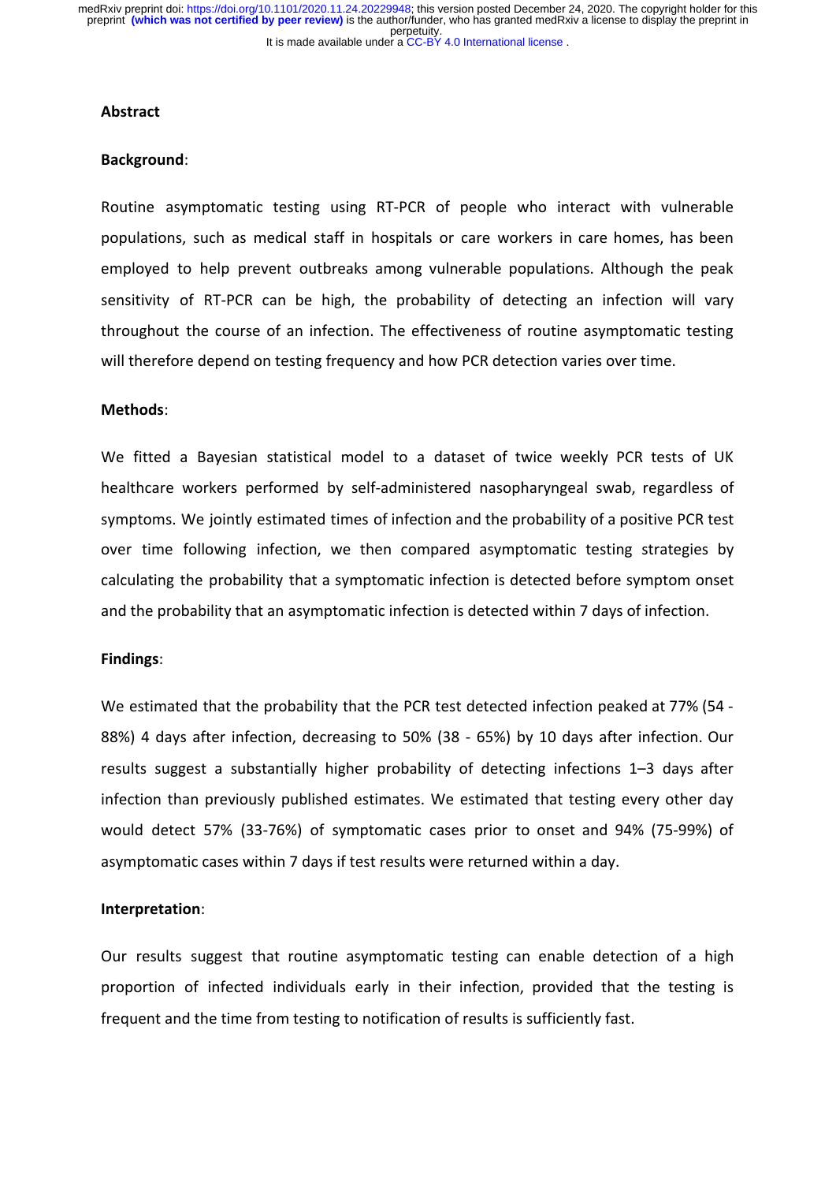## Abstract

**Background**:

Routine asymptomatic testing using RT-PCR of people who interact with vulnerable populations, such as medical staff in hospitals or care workers in care homes, has been employed to help prevent outbreaks among vulnerable populations. Although the peak sensitivity of RT-PCR can be high, the probability of detecting an infection will vary throughout the course of an infection. The effectiveness of routine asymptomatic testing will therefore depend on testing frequency and how PCR detection varies over time.

**Methods**:

We fitted a Bayesian statistical model to a dataset of twice weekly PCR tests of UK healthcare workers performed by self-administered nasopharyngeal swab, regardless of symptoms. We jointly estimated times of infection and the probability of a positive PCR test over time following infection, we then compared asymptomatic testing strategies by calculating the probability that a symptomatic infection is detected before symptom onset and the probability that an asymptomatic infection is detected within 7 days of infection.

**Findings**:

We estimated that the probability that the PCR test detected infection peaked at 77% (54 - 88%) 4 days after infection, decreasing to 50% (38 - 65%) by 10 days after infection. Our results suggest a substantially higher probability of detecting infections 1–3 days after infection than previously published estimates. We estimated that testing every other day would detect 57% (33-76%) of symptomatic cases prior to onset and 94% (75-99%) of asymptomatic cases within 7 days if test results were returned within a day.

**Interpretation**:

Our results suggest that routine asymptomatic testing can enable detection of a high proportion of infected individuals early in their infection, provided that the testing is frequent and the time from testing to notification of results is sufficiently fast.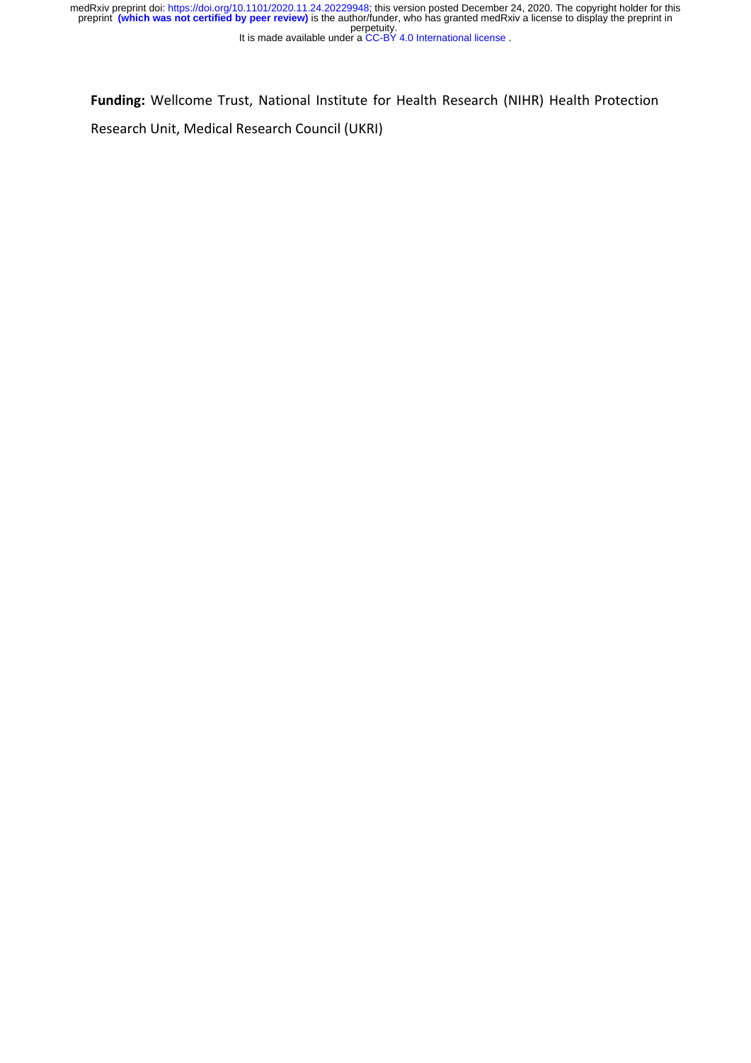**Funding:** Wellcome Trust, National Institute for Health Research (NIHR) Health Protection Research Unit, Medical Research Council (UKRI)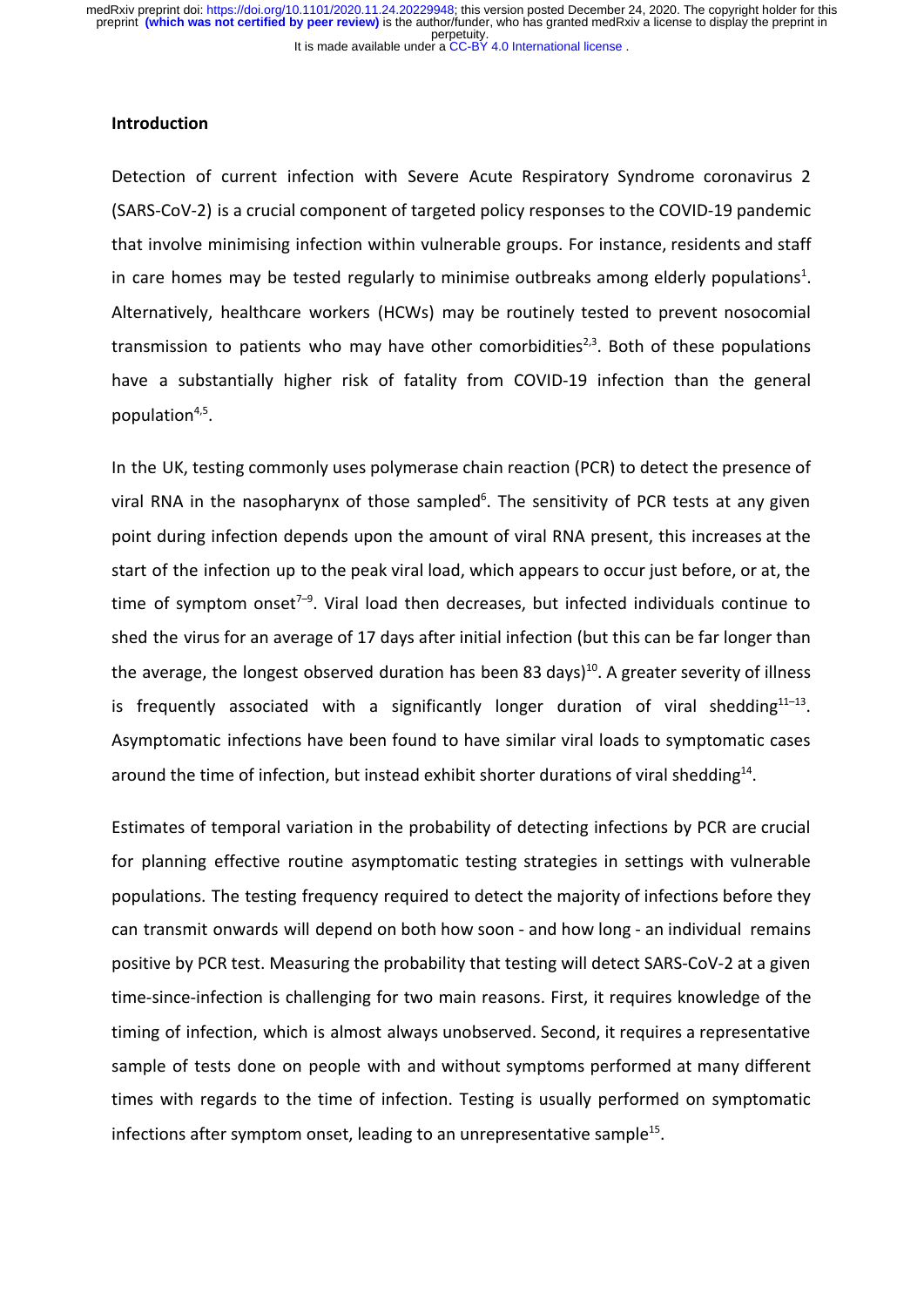## Introduction

Detection of current infection with Severe Acute Respiratory Syndrome coronavirus 2 (SARS-CoV-2) is a crucial component of targeted policy responses to the COVID-19 pandemic that involve minimising infection within vulnerable groups. For instance, residents and staff in care homes may be tested regularly to minimise outbreaks among elderly populations[1]. Alternatively, healthcare workers (HCWs) may be routinely tested to prevent nosocomial transmission to patients who may have other comorbidities[2,3]. Both of these populations have a substantially higher risk of fatality from COVID-19 infection than the general population[4,5].

In the UK, testing commonly uses polymerase chain reaction (PCR) to detect the presence of viral RNA in the nasopharynx of those sampled[6]. The sensitivity of PCR tests at any given point during infection depends upon the amount of viral RNA present, this increases at the start of the infection up to the peak viral load, which appears to occur just before, or at, the time of symptom onset[7–9]. Viral load then decreases, but infected individuals continue to shed the virus for an average of 17 days after initial infection (but this can be far longer than the average, the longest observed duration has been 83 days)[10]. A greater severity of illness is frequently associated with a significantly longer duration of viral shedding[11–13]. Asymptomatic infections have been found to have similar viral loads to symptomatic cases around the time of infection, but instead exhibit shorter durations of viral shedding[14].

Estimates of temporal variation in the probability of detecting infections by PCR are crucial for planning effective routine asymptomatic testing strategies in settings with vulnerable populations. The testing frequency required to detect the majority of infections before they can transmit onwards will depend on both how soon - and how long - an individual remains positive by PCR test. Measuring the probability that testing will detect SARS-CoV-2 at a given time-since-infection is challenging for two main reasons. First, it requires knowledge of the timing of infection, which is almost always unobserved. Second, it requires a representative sample of tests done on people with and without symptoms performed at many different times with regards to the time of infection. Testing is usually performed on symptomatic infections after symptom onset, leading to an unrepresentative sample[15].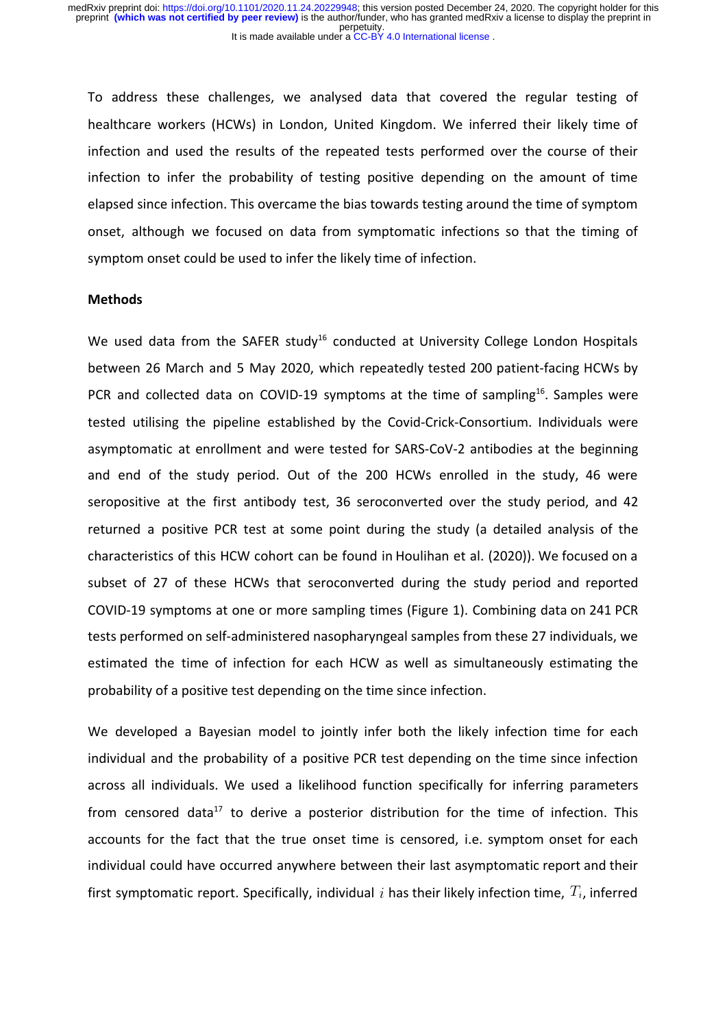To address these challenges, we analysed data that covered the regular testing of healthcare workers (HCWs) in London, United Kingdom. We inferred their likely time of infection and used the results of the repeated tests performed over the course of their infection to infer the probability of testing positive depending on the amount of time elapsed since infection. This overcame the bias towards testing around the time of symptom onset, although we focused on data from symptomatic infections so that the timing of symptom onset could be used to infer the likely time of infection.

## Methods

We used data from the SAFER study[16] conducted at University College London Hospitals between 26 March and 5 May 2020, which repeatedly tested 200 patient-facing HCWs by PCR and collected data on COVID-19 symptoms at the time of sampling[16]. Samples were tested utilising the pipeline established by the Covid-Crick-Consortium. Individuals were asymptomatic at enrollment and were tested for SARS-CoV-2 antibodies at the beginning and end of the study period. Out of the 200 HCWs enrolled in the study, 46 were seropositive at the first antibody test, 36 seroconverted over the study period, and 42 returned a positive PCR test at some point during the study (a detailed analysis of the characteristics of this HCW cohort can be found in Houlihan et al. (2020)). We focused on a subset of 27 of these HCWs that seroconverted during the study period and reported COVID-19 symptoms at one or more sampling times (Figure 1). Combining data on 241 PCR tests performed on self-administered nasopharyngeal samples from these 27 individuals, we estimated the time of infection for each HCW as well as simultaneously estimating the probability of a positive test depending on the time since infection.

We developed a Bayesian model to jointly infer both the likely infection time for each individual and the probability of a positive PCR test depending on the time since infection across all individuals. We used a likelihood function specifically for inferring parameters from censored data[17] to derive a posterior distribution for the time of infection. This accounts for the fact that the true onset time is censored, i.e. symptom onset for each individual could have occurred anywhere between their last asymptomatic report and their first symptomatic report. Specifically, individual $i$ has their likely infection time, $T_i$, inferred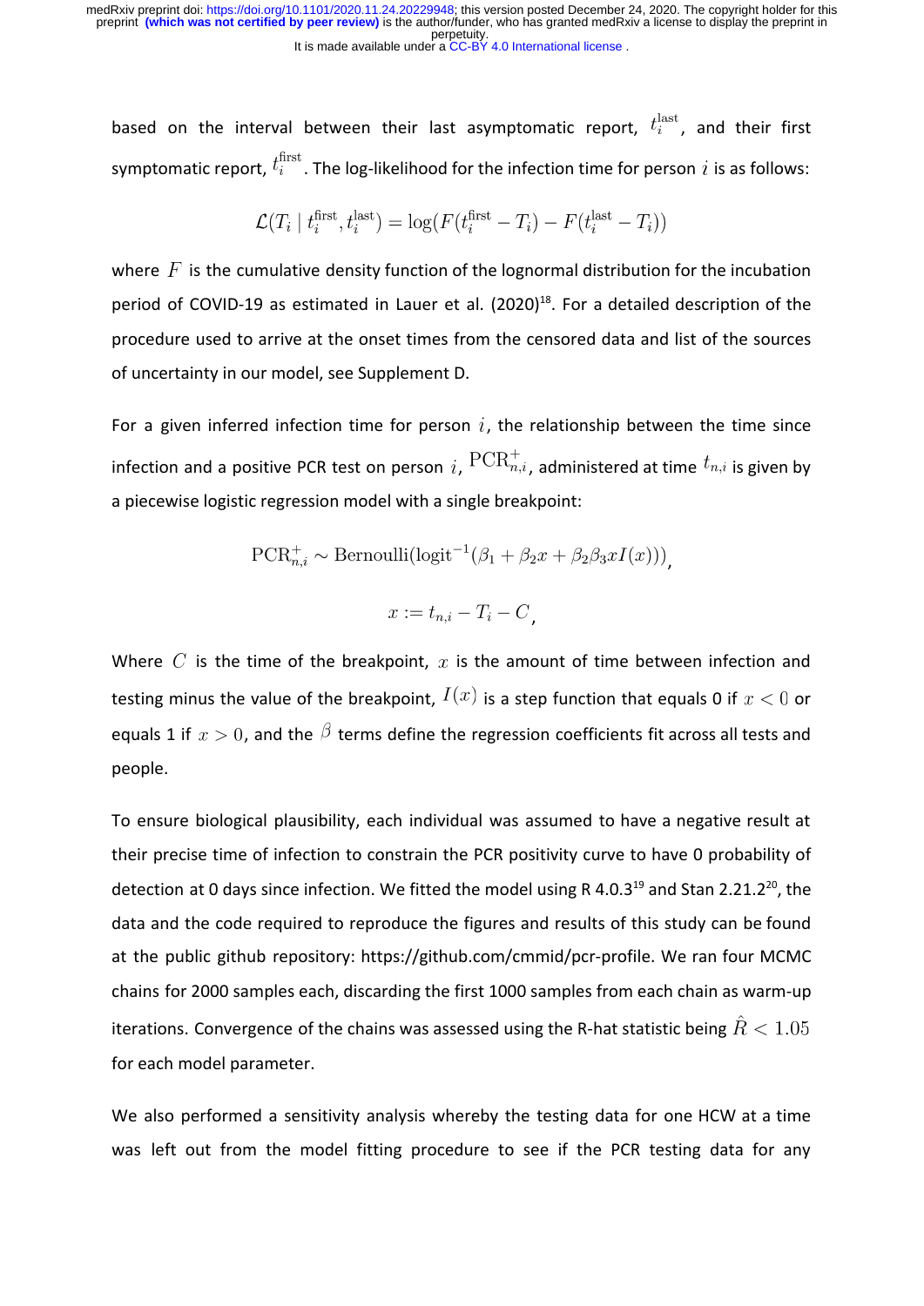based on the interval between their last asymptomatic report, $t_i^{\text{last}}$, and their first symptomatic report, $t_i^{\text{first}}$. The log-likelihood for the infection time for person $i$ is as follows:

$$\mathcal{L}(T_i \mid t_i^{\text{first}}, t_i^{\text{last}}) = \log(F(t_i^{\text{first}} - T_i) - F(t_i^{\text{last}} - T_i))$$

where $F$ is the cumulative density function of the lognormal distribution for the incubation period of COVID-19 as estimated in Lauer et al. (2020)[18]. For a detailed description of the procedure used to arrive at the onset times from the censored data and list of the sources of uncertainty in our model, see Supplement D.

For a given inferred infection time for person $i$, the relationship between the time since infection and a positive PCR test on person $i$, $\text{PCR}_{n,i}^{+}$, administered at time $t_{n,i}$ is given by a piecewise logistic regression model with a single breakpoint:

$$\text{PCR}_{n,i}^{+} \sim \text{Bernoulli}(\text{logit}^{-1}(\beta_1 + \beta_2 x + \beta_2 \beta_3 x I(x))),$$

$$x := t_{n,i} - T_i - C,$$

Where $C$ is the time of the breakpoint, $x$ is the amount of time between infection and testing minus the value of the breakpoint, $I(x)$ is a step function that equals 0 if $x < 0$ or equals 1 if $x > 0$, and the $\beta$ terms define the regression coefficients fit across all tests and people.

To ensure biological plausibility, each individual was assumed to have a negative result at their precise time of infection to constrain the PCR positivity curve to have 0 probability of detection at 0 days since infection. We fitted the model using R 4.0.3[19] and Stan 2.21.2[20], the data and the code required to reproduce the figures and results of this study can be found at the public github repository: https://github.com/cmmid/pcr-profile. We ran four MCMC chains for 2000 samples each, discarding the first 1000 samples from each chain as warm-up iterations. Convergence of the chains was assessed using the R-hat statistic being $\hat{R} < 1.05$ for each model parameter.

We also performed a sensitivity analysis whereby the testing data for one HCW at a time was left out from the model fitting procedure to see if the PCR testing data for any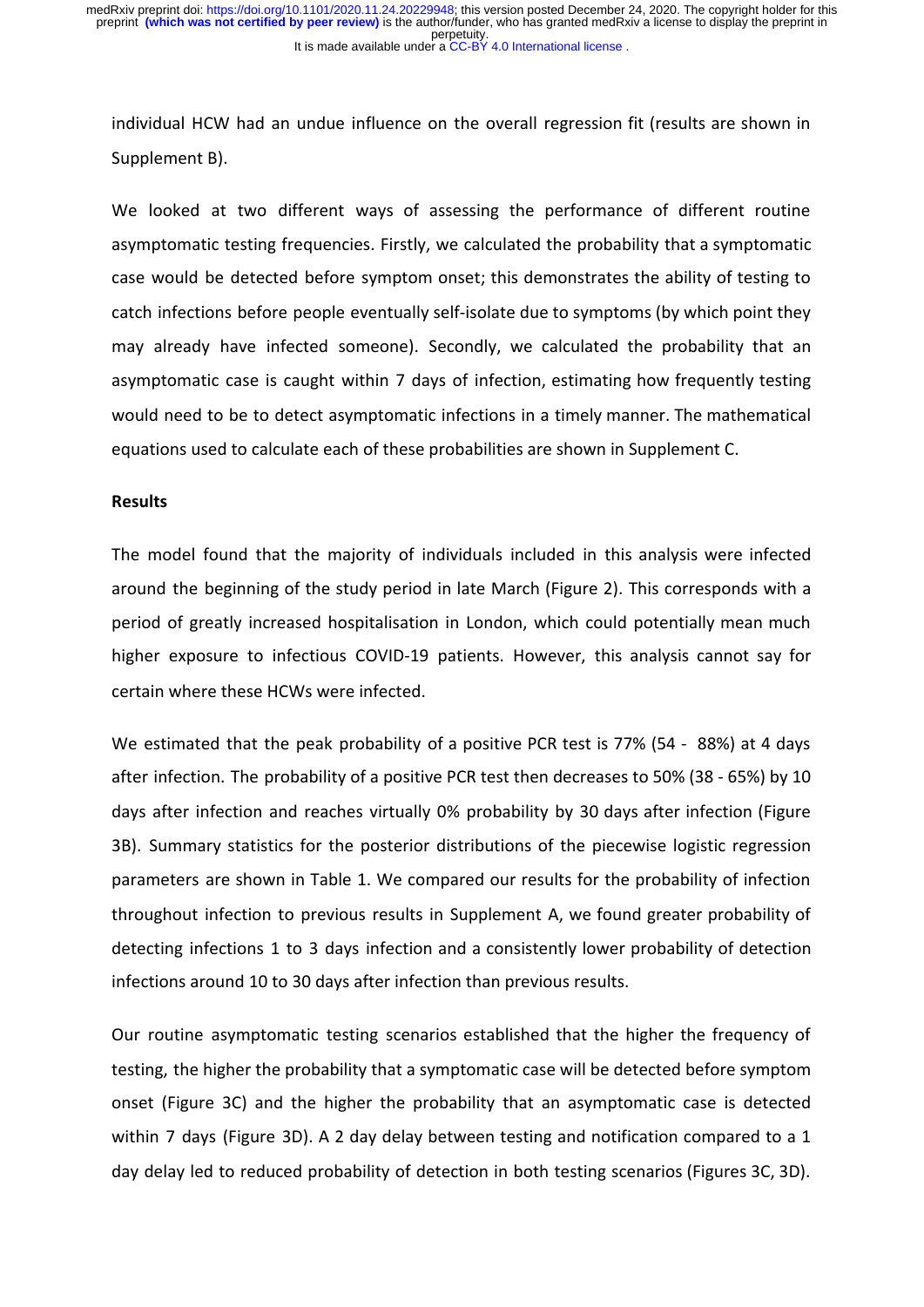individual HCW had an undue influence on the overall regression fit (results are shown in Supplement B).

We looked at two different ways of assessing the performance of different routine asymptomatic testing frequencies. Firstly, we calculated the probability that a symptomatic case would be detected before symptom onset; this demonstrates the ability of testing to catch infections before people eventually self-isolate due to symptoms (by which point they may already have infected someone). Secondly, we calculated the probability that an asymptomatic case is caught within 7 days of infection, estimating how frequently testing would need to be to detect asymptomatic infections in a timely manner. The mathematical equations used to calculate each of these probabilities are shown in Supplement C.

**Results**

The model found that the majority of individuals included in this analysis were infected around the beginning of the study period in late March (Figure 2). This corresponds with a period of greatly increased hospitalisation in London, which could potentially mean much higher exposure to infectious COVID-19 patients. However, this analysis cannot say for certain where these HCWs were infected.

We estimated that the peak probability of a positive PCR test is 77% (54 - 88%) at 4 days after infection. The probability of a positive PCR test then decreases to 50% (38 - 65%) by 10 days after infection and reaches virtually 0% probability by 30 days after infection (Figure 3B). Summary statistics for the posterior distributions of the piecewise logistic regression parameters are shown in Table 1. We compared our results for the probability of infection throughout infection to previous results in Supplement A, we found greater probability of detecting infections 1 to 3 days infection and a consistently lower probability of detection infections around 10 to 30 days after infection than previous results.

Our routine asymptomatic testing scenarios established that the higher the frequency of testing, the higher the probability that a symptomatic case will be detected before symptom onset (Figure 3C) and the higher the probability that an asymptomatic case is detected within 7 days (Figure 3D). A 2 day delay between testing and notification compared to a 1 day delay led to reduced probability of detection in both testing scenarios (Figures 3C, 3D).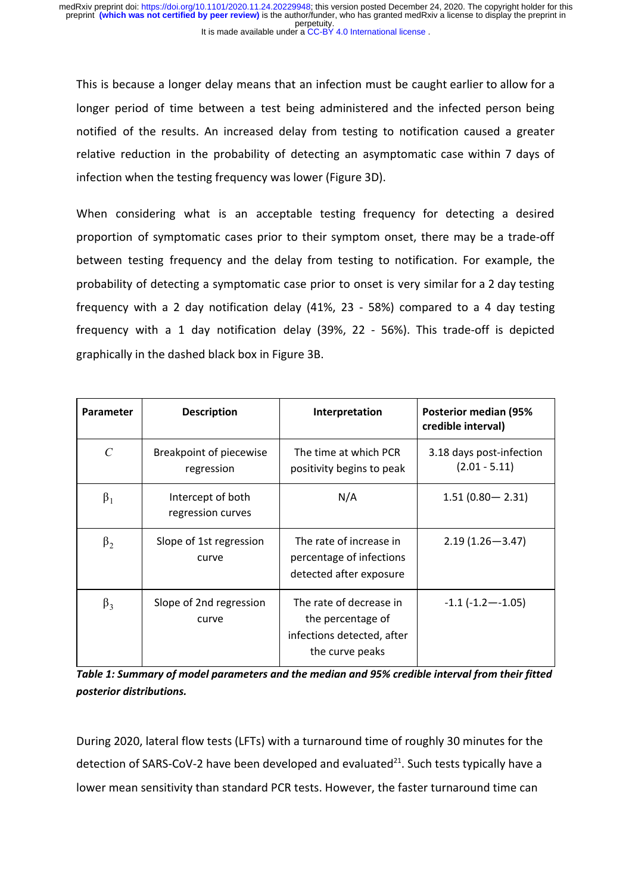This is because a longer delay means that an infection must be caught earlier to allow for a longer period of time between a test being administered and the infected person being notified of the results. An increased delay from testing to notification caused a greater relative reduction in the probability of detecting an asymptomatic case within 7 days of infection when the testing frequency was lower (Figure 3D).

When considering what is an acceptable testing frequency for detecting a desired proportion of symptomatic cases prior to their symptom onset, there may be a trade-off between testing frequency and the delay from testing to notification. For example, the probability of detecting a symptomatic case prior to onset is very similar for a 2 day testing frequency with a 2 day notification delay (41%, 23 - 58%) compared to a 4 day testing frequency with a 1 day notification delay (39%, 22 - 56%). This trade-off is depicted graphically in the dashed black box in Figure 3B.

| Parameter | Description | Interpretation | Posterior median (95% credible interval) |
|---|---|---|---|
| $C$ | Breakpoint of piecewise regression | The time at which PCR positivity begins to peak | 3.18 days post-infection (2.01 - 5.11) |
| $\beta_1$ | Intercept of both regression curves | N/A | 1.51 (0.80— 2.31) |
| $\beta_2$ | Slope of 1st regression curve | The rate of increase in percentage of infections detected after exposure | 2.19 (1.26—3.47) |
| $\beta_3$ | Slope of 2nd regression curve | The rate of decrease in the percentage of infections detected, after the curve peaks | -1.1 (-1.2—-1.05) |

***Table 1: Summary of model parameters and the median and 95% credible interval from their fitted posterior distributions.***

During 2020, lateral flow tests (LFTs) with a turnaround time of roughly 30 minutes for the detection of SARS-CoV-2 have been developed and evaluated[21]. Such tests typically have a lower mean sensitivity than standard PCR tests. However, the faster turnaround time can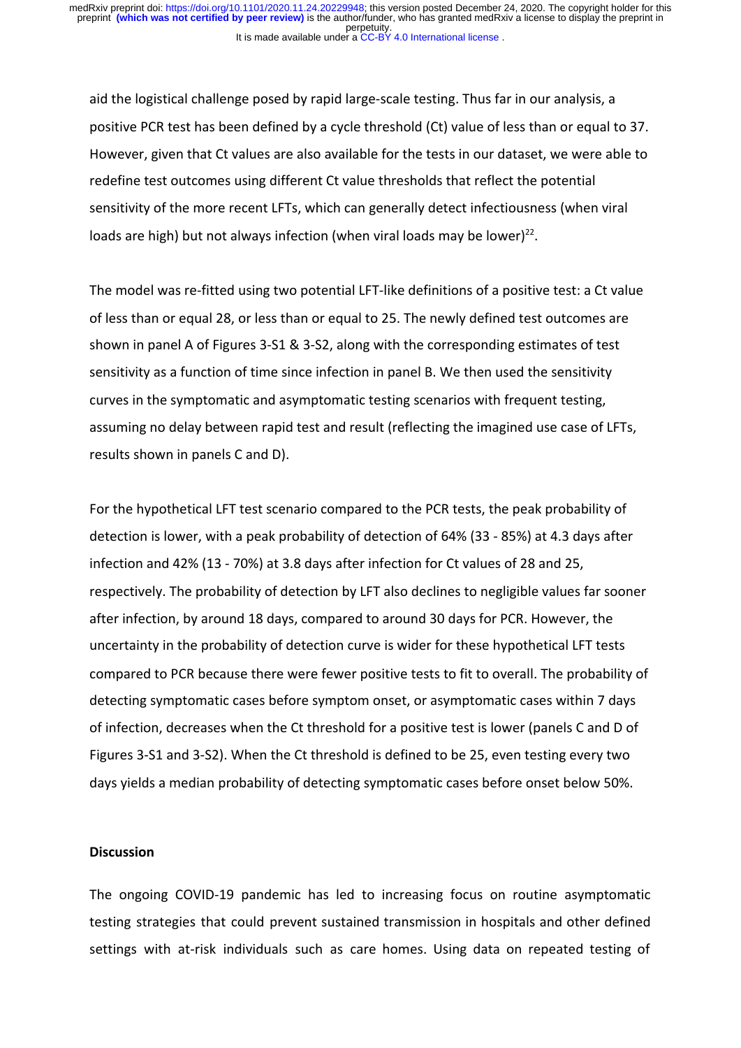aid the logistical challenge posed by rapid large-scale testing. Thus far in our analysis, a positive PCR test has been defined by a cycle threshold (Ct) value of less than or equal to 37. However, given that Ct values are also available for the tests in our dataset, we were able to redefine test outcomes using different Ct value thresholds that reflect the potential sensitivity of the more recent LFTs, which can generally detect infectiousness (when viral loads are high) but not always infection (when viral loads may be lower)[22].

The model was re-fitted using two potential LFT-like definitions of a positive test: a Ct value of less than or equal 28, or less than or equal to 25. The newly defined test outcomes are shown in panel A of Figures 3-S1 & 3-S2, along with the corresponding estimates of test sensitivity as a function of time since infection in panel B. We then used the sensitivity curves in the symptomatic and asymptomatic testing scenarios with frequent testing, assuming no delay between rapid test and result (reflecting the imagined use case of LFTs, results shown in panels C and D).

For the hypothetical LFT test scenario compared to the PCR tests, the peak probability of detection is lower, with a peak probability of detection of 64% (33 - 85%) at 4.3 days after infection and 42% (13 - 70%) at 3.8 days after infection for Ct values of 28 and 25, respectively. The probability of detection by LFT also declines to negligible values far sooner after infection, by around 18 days, compared to around 30 days for PCR. However, the uncertainty in the probability of detection curve is wider for these hypothetical LFT tests compared to PCR because there were fewer positive tests to fit to overall. The probability of detecting symptomatic cases before symptom onset, or asymptomatic cases within 7 days of infection, decreases when the Ct threshold for a positive test is lower (panels C and D of Figures 3-S1 and 3-S2). When the Ct threshold is defined to be 25, even testing every two days yields a median probability of detecting symptomatic cases before onset below 50%.

## Discussion

The ongoing COVID-19 pandemic has led to increasing focus on routine asymptomatic testing strategies that could prevent sustained transmission in hospitals and other defined settings with at-risk individuals such as care homes. Using data on repeated testing of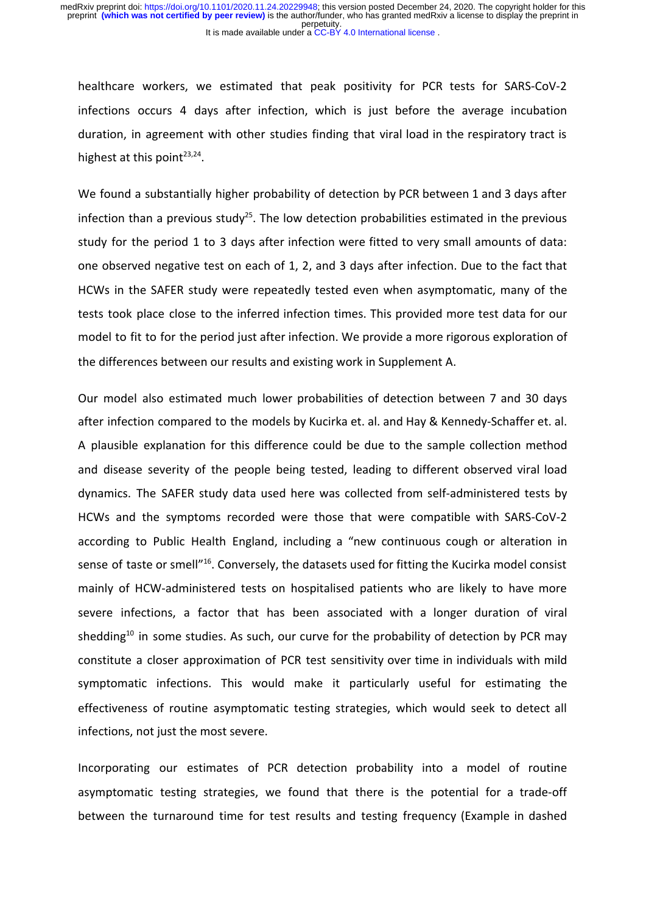healthcare workers, we estimated that peak positivity for PCR tests for SARS-CoV-2 infections occurs 4 days after infection, which is just before the average incubation duration, in agreement with other studies finding that viral load in the respiratory tract is highest at this point[23,24].

We found a substantially higher probability of detection by PCR between 1 and 3 days after infection than a previous study[25]. The low detection probabilities estimated in the previous study for the period 1 to 3 days after infection were fitted to very small amounts of data: one observed negative test on each of 1, 2, and 3 days after infection. Due to the fact that HCWs in the SAFER study were repeatedly tested even when asymptomatic, many of the tests took place close to the inferred infection times. This provided more test data for our model to fit to for the period just after infection. We provide a more rigorous exploration of the differences between our results and existing work in Supplement A.

Our model also estimated much lower probabilities of detection between 7 and 30 days after infection compared to the models by Kucirka et. al. and Hay & Kennedy-Schaffer et. al. A plausible explanation for this difference could be due to the sample collection method and disease severity of the people being tested, leading to different observed viral load dynamics. The SAFER study data used here was collected from self-administered tests by HCWs and the symptoms recorded were those that were compatible with SARS-CoV-2 according to Public Health England, including a "new continuous cough or alteration in sense of taste or smell"[16]. Conversely, the datasets used for fitting the Kucirka model consist mainly of HCW-administered tests on hospitalised patients who are likely to have more severe infections, a factor that has been associated with a longer duration of viral shedding[10] in some studies. As such, our curve for the probability of detection by PCR may constitute a closer approximation of PCR test sensitivity over time in individuals with mild symptomatic infections. This would make it particularly useful for estimating the effectiveness of routine asymptomatic testing strategies, which would seek to detect all infections, not just the most severe.

Incorporating our estimates of PCR detection probability into a model of routine asymptomatic testing strategies, we found that there is the potential for a trade-off between the turnaround time for test results and testing frequency (Example in dashed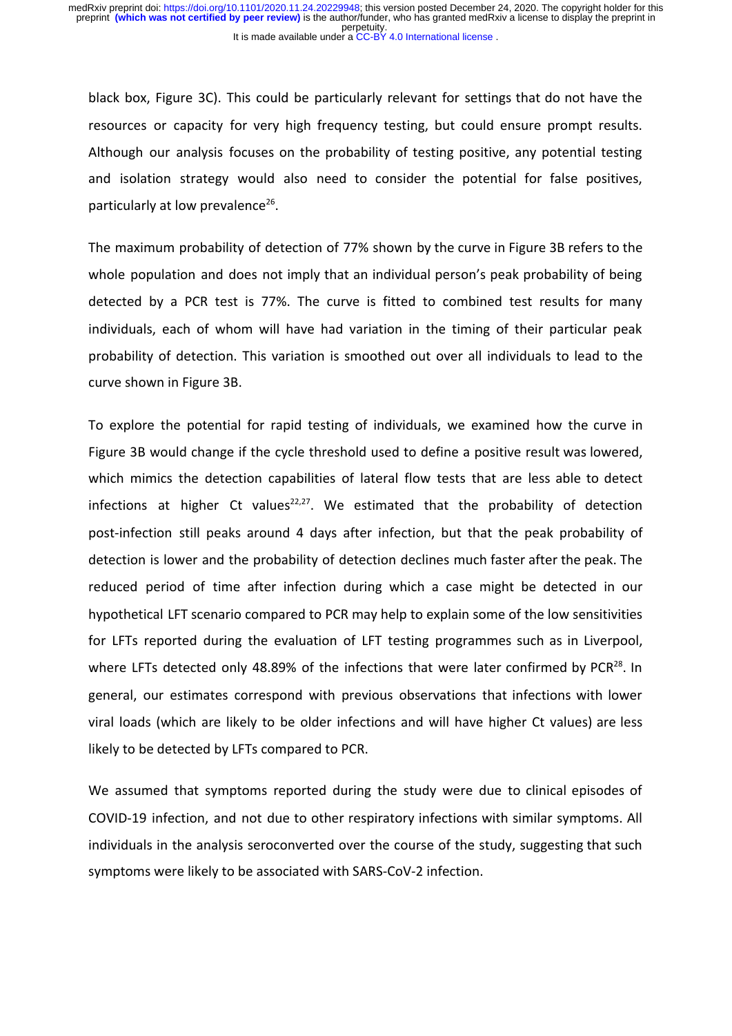black box, Figure 3C). This could be particularly relevant for settings that do not have the resources or capacity for very high frequency testing, but could ensure prompt results. Although our analysis focuses on the probability of testing positive, any potential testing and isolation strategy would also need to consider the potential for false positives, particularly at low prevalence[26].

The maximum probability of detection of 77% shown by the curve in Figure 3B refers to the whole population and does not imply that an individual person's peak probability of being detected by a PCR test is 77%. The curve is fitted to combined test results for many individuals, each of whom will have had variation in the timing of their particular peak probability of detection. This variation is smoothed out over all individuals to lead to the curve shown in Figure 3B.

To explore the potential for rapid testing of individuals, we examined how the curve in Figure 3B would change if the cycle threshold used to define a positive result was lowered, which mimics the detection capabilities of lateral flow tests that are less able to detect infections at higher Ct values[22,27]. We estimated that the probability of detection post-infection still peaks around 4 days after infection, but that the peak probability of detection is lower and the probability of detection declines much faster after the peak. The reduced period of time after infection during which a case might be detected in our hypothetical LFT scenario compared to PCR may help to explain some of the low sensitivities for LFTs reported during the evaluation of LFT testing programmes such as in Liverpool, where LFTs detected only 48.89% of the infections that were later confirmed by PCR[28]. In general, our estimates correspond with previous observations that infections with lower viral loads (which are likely to be older infections and will have higher Ct values) are less likely to be detected by LFTs compared to PCR.

We assumed that symptoms reported during the study were due to clinical episodes of COVID-19 infection, and not due to other respiratory infections with similar symptoms. All individuals in the analysis seroconverted over the course of the study, suggesting that such symptoms were likely to be associated with SARS-CoV-2 infection.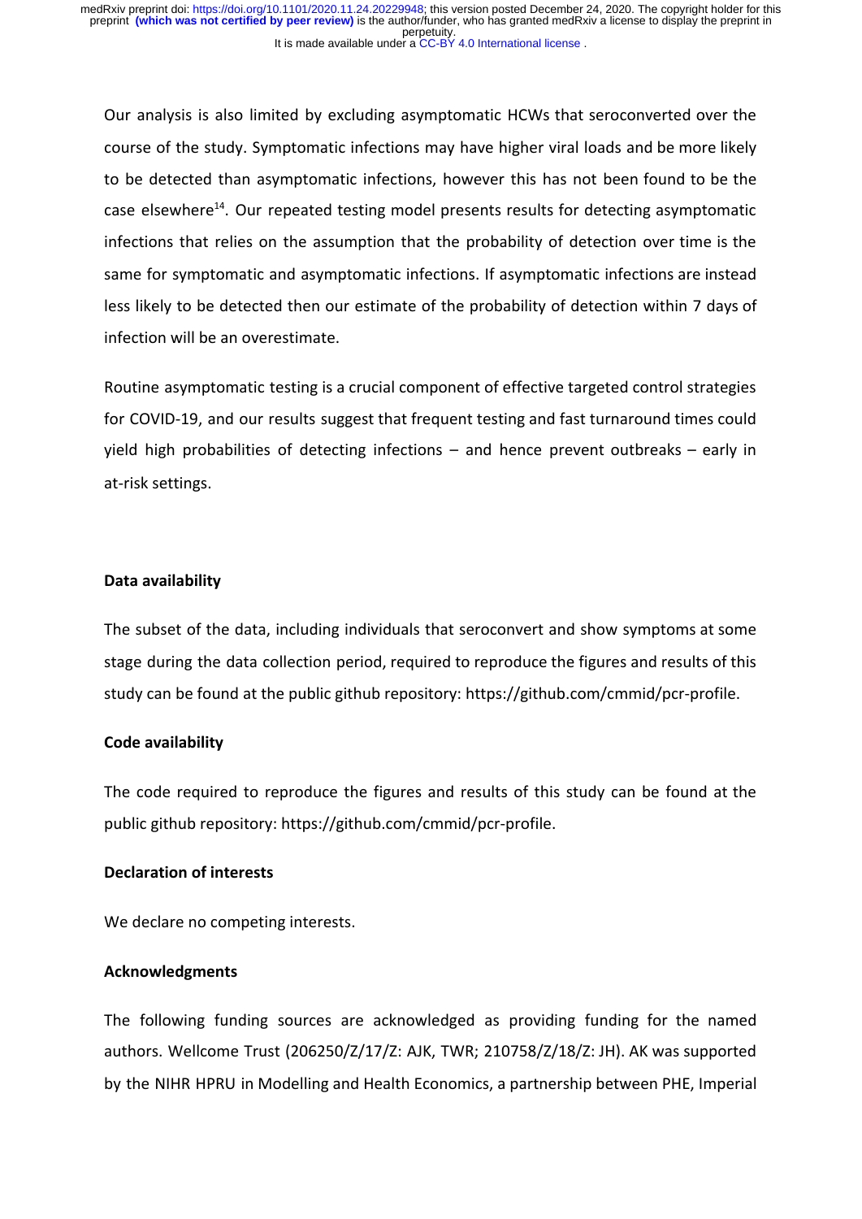Our analysis is also limited by excluding asymptomatic HCWs that seroconverted over the course of the study. Symptomatic infections may have higher viral loads and be more likely to be detected than asymptomatic infections, however this has not been found to be the case elsewhere[14]. Our repeated testing model presents results for detecting asymptomatic infections that relies on the assumption that the probability of detection over time is the same for symptomatic and asymptomatic infections. If asymptomatic infections are instead less likely to be detected then our estimate of the probability of detection within 7 days of infection will be an overestimate.

Routine asymptomatic testing is a crucial component of effective targeted control strategies for COVID-19, and our results suggest that frequent testing and fast turnaround times could yield high probabilities of detecting infections – and hence prevent outbreaks – early in at-risk settings.

**Data availability**

The subset of the data, including individuals that seroconvert and show symptoms at some stage during the data collection period, required to reproduce the figures and results of this study can be found at the public github repository: https://github.com/cmmid/pcr-profile.

**Code availability**

The code required to reproduce the figures and results of this study can be found at the public github repository: https://github.com/cmmid/pcr-profile.

**Declaration of interests**

We declare no competing interests.

**Acknowledgments**

The following funding sources are acknowledged as providing funding for the named authors. Wellcome Trust (206250/Z/17/Z: AJK, TWR; 210758/Z/18/Z: JH). AK was supported by the NIHR HPRU in Modelling and Health Economics, a partnership between PHE, Imperial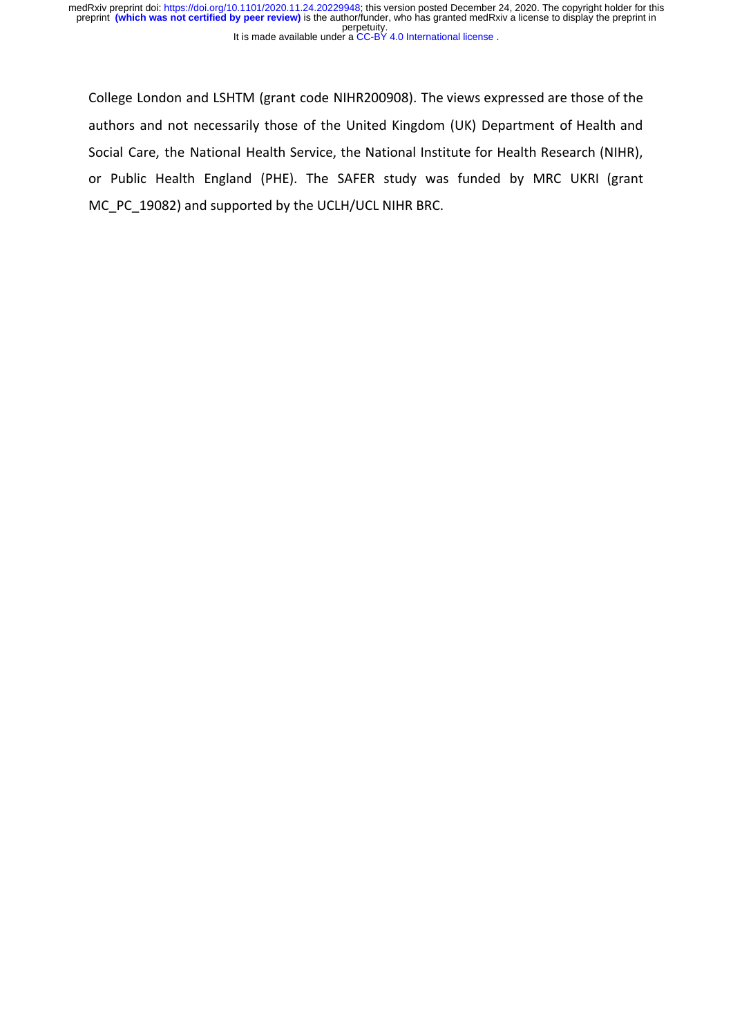College London and LSHTM (grant code NIHR200908). The views expressed are those of the authors and not necessarily those of the United Kingdom (UK) Department of Health and Social Care, the National Health Service, the National Institute for Health Research (NIHR), or Public Health England (PHE). The SAFER study was funded by MRC UKRI (grant MC_PC_19082) and supported by the UCLH/UCL NIHR BRC.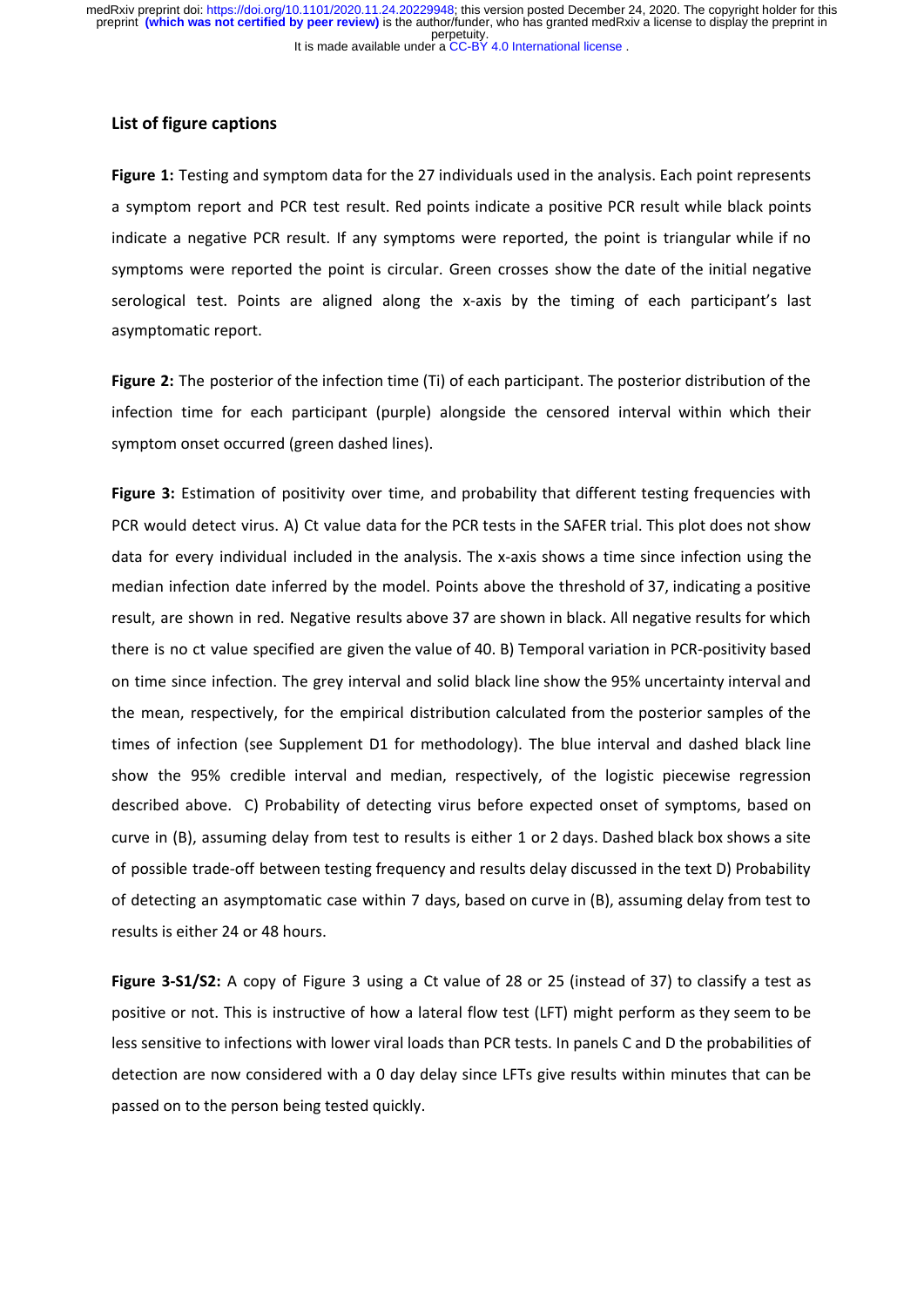## List of figure captions

**Figure 1:** Testing and symptom data for the 27 individuals used in the analysis. Each point represents a symptom report and PCR test result. Red points indicate a positive PCR result while black points indicate a negative PCR result. If any symptoms were reported, the point is triangular while if no symptoms were reported the point is circular. Green crosses show the date of the initial negative serological test. Points are aligned along the x-axis by the timing of each participant's last asymptomatic report.

**Figure 2:** The posterior of the infection time (Ti) of each participant. The posterior distribution of the infection time for each participant (purple) alongside the censored interval within which their symptom onset occurred (green dashed lines).

**Figure 3:** Estimation of positivity over time, and probability that different testing frequencies with PCR would detect virus. A) Ct value data for the PCR tests in the SAFER trial. This plot does not show data for every individual included in the analysis. The x-axis shows a time since infection using the median infection date inferred by the model. Points above the threshold of 37, indicating a positive result, are shown in red. Negative results above 37 are shown in black. All negative results for which there is no ct value specified are given the value of 40. B) Temporal variation in PCR-positivity based on time since infection. The grey interval and solid black line show the 95% uncertainty interval and the mean, respectively, for the empirical distribution calculated from the posterior samples of the times of infection (see Supplement D1 for methodology). The blue interval and dashed black line show the 95% credible interval and median, respectively, of the logistic piecewise regression described above. C) Probability of detecting virus before expected onset of symptoms, based on curve in (B), assuming delay from test to results is either 1 or 2 days. Dashed black box shows a site of possible trade-off between testing frequency and results delay discussed in the text D) Probability of detecting an asymptomatic case within 7 days, based on curve in (B), assuming delay from test to results is either 24 or 48 hours.

**Figure 3-S1/S2:** A copy of Figure 3 using a Ct value of 28 or 25 (instead of 37) to classify a test as positive or not. This is instructive of how a lateral flow test (LFT) might perform as they seem to be less sensitive to infections with lower viral loads than PCR tests. In panels C and D the probabilities of detection are now considered with a 0 day delay since LFTs give results within minutes that can be passed on to the person being tested quickly.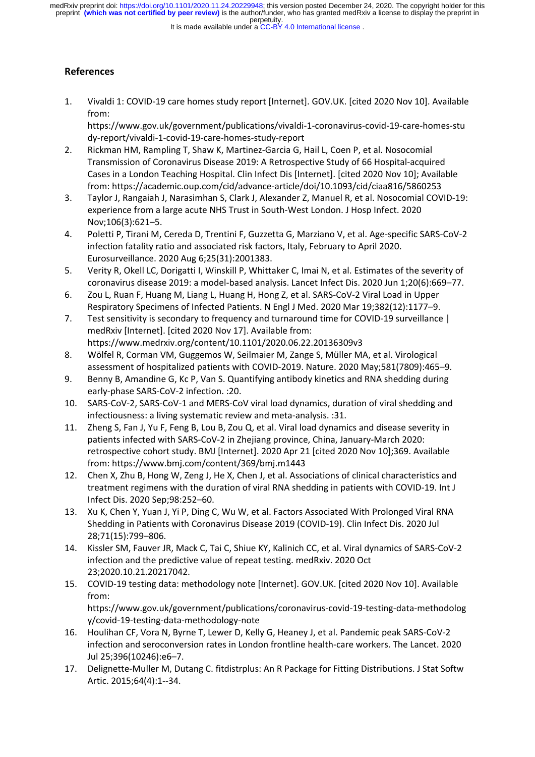## References

1. Vivaldi 1: COVID-19 care homes study report [Internet]. GOV.UK. [cited 2020 Nov 10]. Available from: https://www.gov.uk/government/publications/vivaldi-1-coronavirus-covid-19-care-homes-study-report/vivaldi-1-covid-19-care-homes-study-report
2. Rickman HM, Rampling T, Shaw K, Martinez-Garcia G, Hail L, Coen P, et al. Nosocomial Transmission of Coronavirus Disease 2019: A Retrospective Study of 66 Hospital-acquired Cases in a London Teaching Hospital. Clin Infect Dis [Internet]. [cited 2020 Nov 10]; Available from: https://academic.oup.com/cid/advance-article/doi/10.1093/cid/ciaa816/5860253
3. Taylor J, Rangaiah J, Narasimhan S, Clark J, Alexander Z, Manuel R, et al. Nosocomial COVID-19: experience from a large acute NHS Trust in South-West London. J Hosp Infect. 2020 Nov;106(3):621–5.
4. Poletti P, Tirani M, Cereda D, Trentini F, Guzzetta G, Marziano V, et al. Age-specific SARS-CoV-2 infection fatality ratio and associated risk factors, Italy, February to April 2020. Eurosurveillance. 2020 Aug 6;25(31):2001383.
5. Verity R, Okell LC, Dorigatti I, Winskill P, Whittaker C, Imai N, et al. Estimates of the severity of coronavirus disease 2019: a model-based analysis. Lancet Infect Dis. 2020 Jun 1;20(6):669–77.
6. Zou L, Ruan F, Huang M, Liang L, Huang H, Hong Z, et al. SARS-CoV-2 Viral Load in Upper Respiratory Specimens of Infected Patients. N Engl J Med. 2020 Mar 19;382(12):1177–9.
7. Test sensitivity is secondary to frequency and turnaround time for COVID-19 surveillance | medRxiv [Internet]. [cited 2020 Nov 17]. Available from: https://www.medrxiv.org/content/10.1101/2020.06.22.20136309v3
8. Wölfel R, Corman VM, Guggemos W, Seilmaier M, Zange S, Müller MA, et al. Virological assessment of hospitalized patients with COVID-2019. Nature. 2020 May;581(7809):465–9.
9. Benny B, Amandine G, Kc P, Van S. Quantifying antibody kinetics and RNA shedding during early-phase SARS-CoV-2 infection. :20.
10. SARS-CoV-2, SARS-CoV-1 and MERS-CoV viral load dynamics, duration of viral shedding and infectiousness: a living systematic review and meta-analysis. :31.
11. Zheng S, Fan J, Yu F, Feng B, Lou B, Zou Q, et al. Viral load dynamics and disease severity in patients infected with SARS-CoV-2 in Zhejiang province, China, January-March 2020: retrospective cohort study. BMJ [Internet]. 2020 Apr 21 [cited 2020 Nov 10];369. Available from: https://www.bmj.com/content/369/bmj.m1443
12. Chen X, Zhu B, Hong W, Zeng J, He X, Chen J, et al. Associations of clinical characteristics and treatment regimens with the duration of viral RNA shedding in patients with COVID-19. Int J Infect Dis. 2020 Sep;98:252–60.
13. Xu K, Chen Y, Yuan J, Yi P, Ding C, Wu W, et al. Factors Associated With Prolonged Viral RNA Shedding in Patients with Coronavirus Disease 2019 (COVID-19). Clin Infect Dis. 2020 Jul 28;71(15):799–806.
14. Kissler SM, Fauver JR, Mack C, Tai C, Shiue KY, Kalinich CC, et al. Viral dynamics of SARS-CoV-2 infection and the predictive value of repeat testing. medRxiv. 2020 Oct 23;2020.10.21.20217042.
15. COVID-19 testing data: methodology note [Internet]. GOV.UK. [cited 2020 Nov 10]. Available from: https://www.gov.uk/government/publications/coronavirus-covid-19-testing-data-methodology/covid-19-testing-data-methodology-note
16. Houlihan CF, Vora N, Byrne T, Lewer D, Kelly G, Heaney J, et al. Pandemic peak SARS-CoV-2 infection and seroconversion rates in London frontline health-care workers. The Lancet. 2020 Jul 25;396(10246):e6–7.
17. Delignette-Muller M, Dutang C. fitdistrplus: An R Package for Fitting Distributions. J Stat Softw Artic. 2015;64(4):1--34.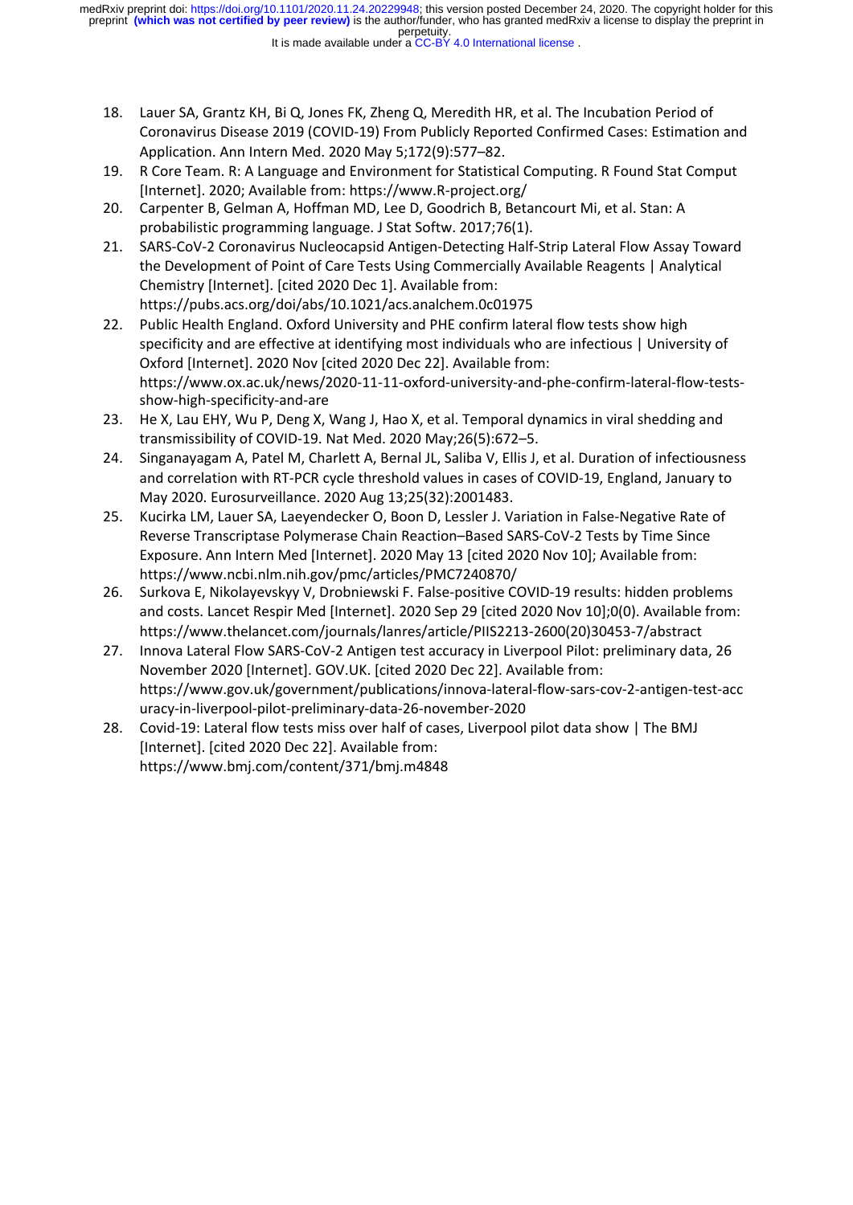18. Lauer SA, Grantz KH, Bi Q, Jones FK, Zheng Q, Meredith HR, et al. The Incubation Period of Coronavirus Disease 2019 (COVID-19) From Publicly Reported Confirmed Cases: Estimation and Application. Ann Intern Med. 2020 May 5;172(9):577–82.
19. R Core Team. R: A Language and Environment for Statistical Computing. R Found Stat Comput [Internet]. 2020; Available from: https://www.R-project.org/
20. Carpenter B, Gelman A, Hoffman MD, Lee D, Goodrich B, Betancourt Mi, et al. Stan: A probabilistic programming language. J Stat Softw. 2017;76(1).
21. SARS-CoV-2 Coronavirus Nucleocapsid Antigen-Detecting Half-Strip Lateral Flow Assay Toward the Development of Point of Care Tests Using Commercially Available Reagents | Analytical Chemistry [Internet]. [cited 2020 Dec 1]. Available from: https://pubs.acs.org/doi/abs/10.1021/acs.analchem.0c01975
22. Public Health England. Oxford University and PHE confirm lateral flow tests show high specificity and are effective at identifying most individuals who are infectious | University of Oxford [Internet]. 2020 Nov [cited 2020 Dec 22]. Available from: https://www.ox.ac.uk/news/2020-11-11-oxford-university-and-phe-confirm-lateral-flow-tests-show-high-specificity-and-are
23. He X, Lau EHY, Wu P, Deng X, Wang J, Hao X, et al. Temporal dynamics in viral shedding and transmissibility of COVID-19. Nat Med. 2020 May;26(5):672–5.
24. Singanayagam A, Patel M, Charlett A, Bernal JL, Saliba V, Ellis J, et al. Duration of infectiousness and correlation with RT-PCR cycle threshold values in cases of COVID-19, England, January to May 2020. Eurosurveillance. 2020 Aug 13;25(32):2001483.
25. Kucirka LM, Lauer SA, Laeyendecker O, Boon D, Lessler J. Variation in False-Negative Rate of Reverse Transcriptase Polymerase Chain Reaction–Based SARS-CoV-2 Tests by Time Since Exposure. Ann Intern Med [Internet]. 2020 May 13 [cited 2020 Nov 10]; Available from: https://www.ncbi.nlm.nih.gov/pmc/articles/PMC7240870/
26. Surkova E, Nikolayevskyy V, Drobniewski F. False-positive COVID-19 results: hidden problems and costs. Lancet Respir Med [Internet]. 2020 Sep 29 [cited 2020 Nov 10];0(0). Available from: https://www.thelancet.com/journals/lanres/article/PIIS2213-2600(20)30453-7/abstract
27. Innova Lateral Flow SARS-CoV-2 Antigen test accuracy in Liverpool Pilot: preliminary data, 26 November 2020 [Internet]. GOV.UK. [cited 2020 Dec 22]. Available from: https://www.gov.uk/government/publications/innova-lateral-flow-sars-cov-2-antigen-test-accuracy-in-liverpool-pilot-preliminary-data-26-november-2020
28. Covid-19: Lateral flow tests miss over half of cases, Liverpool pilot data show | The BMJ [Internet]. [cited 2020 Dec 22]. Available from: https://www.bmj.com/content/371/bmj.m4848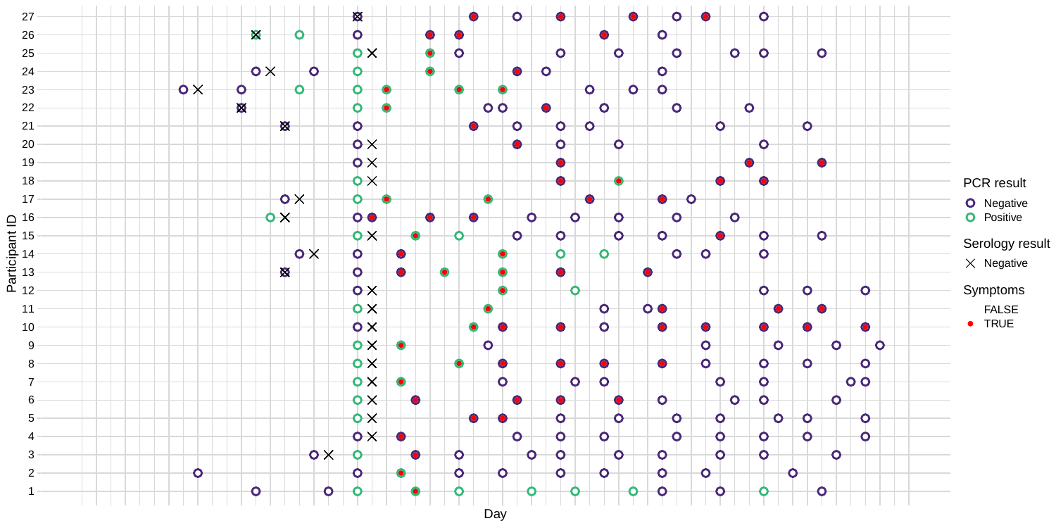Participant ID

Day

PCR result
- Negative
- Positive

Serology result
- Negative

Symptoms
- FALSE
- TRUE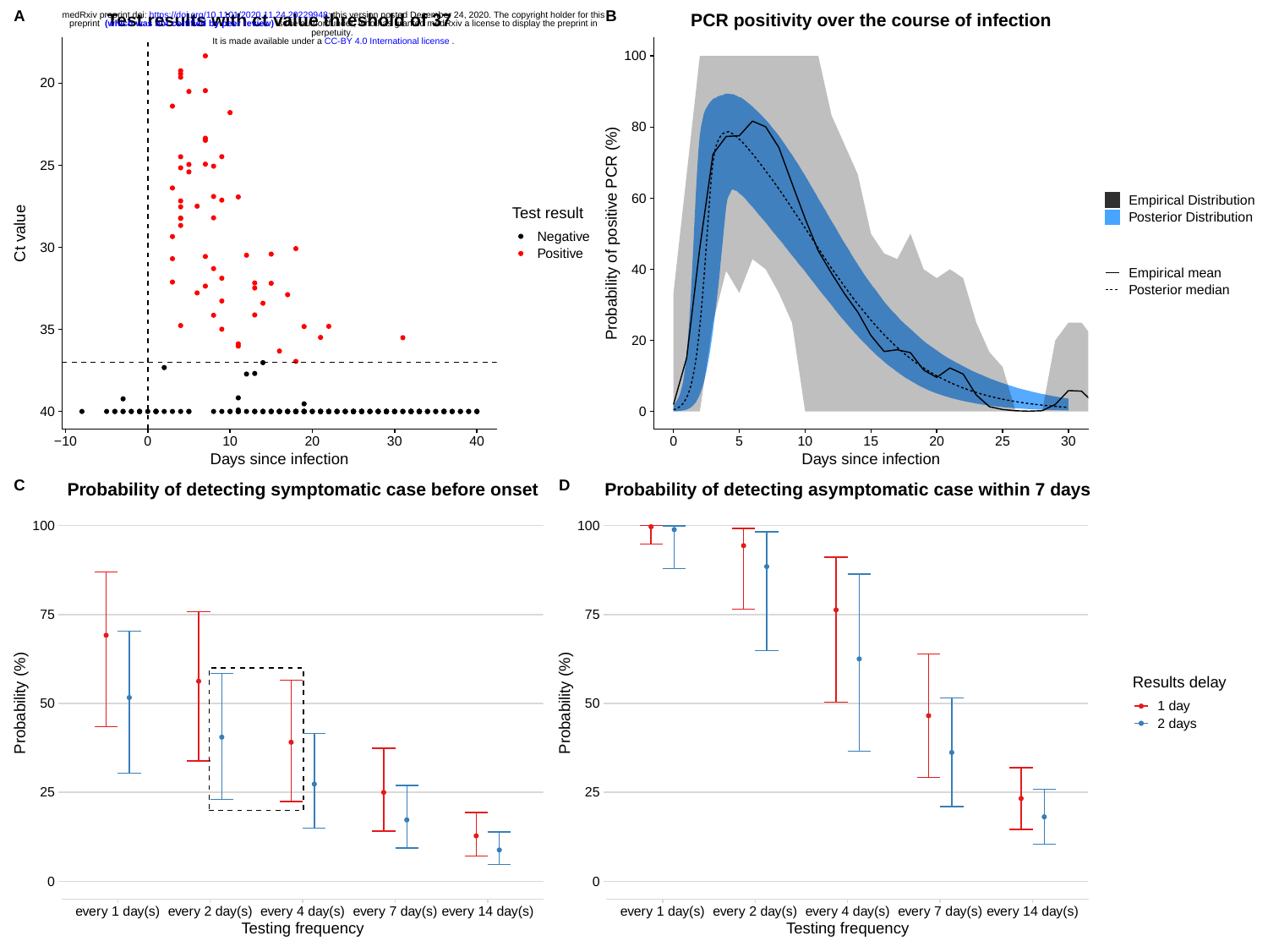**A** Test results with ct value threshold of 37

Ct value: 20, 25, 30, 35, 40

Days since infection: −10, 0, 10, 20, 30, 40

Test result
- Negative
- Positive

**B** PCR positivity over the course of infection

Probability of positive PCR (%): 0, 20, 40, 60, 80, 100

Days since infection: 0, 5, 10, 15, 20, 25, 30

- Empirical Distribution
- Posterior Distribution
- Empirical mean
- Posterior median

**C** Probability of detecting symptomatic case before onset

Probability (%): 0, 25, 50, 75, 100

Testing frequency: every 1 day(s), every 2 day(s), every 4 day(s), every 7 day(s), every 14 day(s)

**D** Probability of detecting asymptomatic case within 7 days

Probability (%): 0, 25, 50, 75, 100

Testing frequency: every 1 day(s), every 2 day(s), every 4 day(s), every 7 day(s), every 14 day(s)

Results delay
- 1 day
- 2 days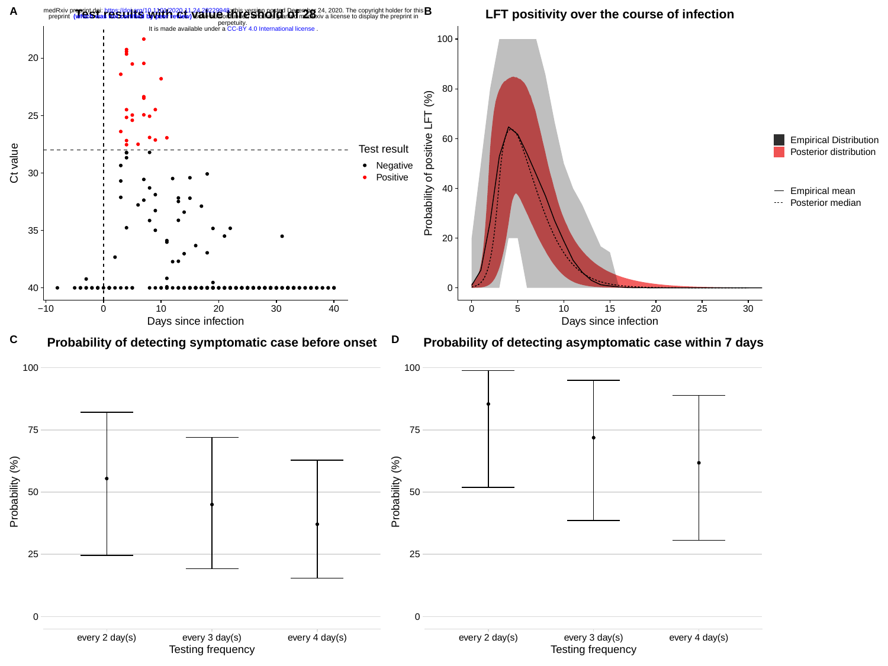**A** Test results with ct value threshold of 28

**B** LFT positivity over the course of infection

**C** Probability of detecting symptomatic case before onset

**D** Probability of detecting asymptomatic case within 7 days

Test result: Negative, Positive

Empirical Distribution, Posterior distribution

Empirical mean, Posterior median

Ct value; Days since infection; Probability of positive LFT (%); Probability (%); Testing frequency

every 2 day(s), every 3 day(s), every 4 day(s)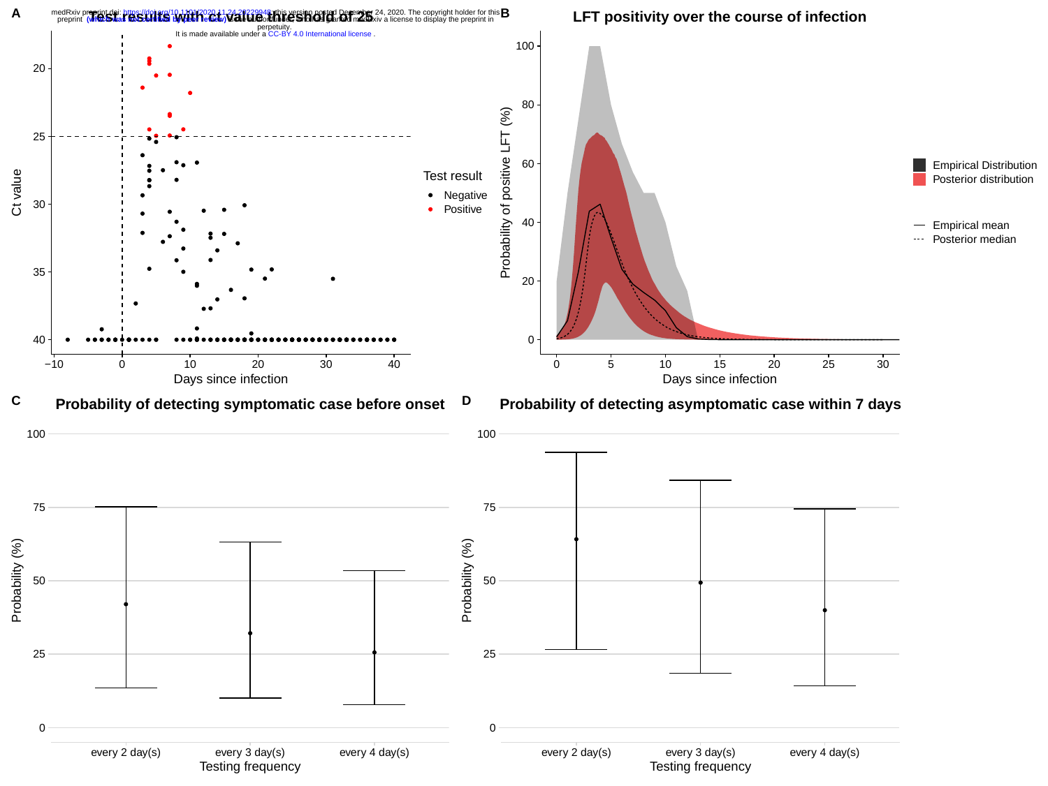A

Test results with ct value threshold of 25

Ct value

20
25
30
35
40

−10
0
10
20
30
40

Days since infection

Test result
Negative
Positive

B

LFT positivity over the course of infection

Probability of positive LFT (%)

0
20
40
60
80
100

0
5
10
15
20
25
30

Days since infection

Empirical Distribution
Posterior distribution

Empirical mean
Posterior median

C

Probability of detecting symptomatic case before onset

Probability (%)

0
25
50
75
100

every 2 day(s)
every 3 day(s)
every 4 day(s)

Testing frequency

D

Probability of detecting asymptomatic case within 7 days

Probability (%)

0
25
50
75
100

every 2 day(s)
every 3 day(s)
every 4 day(s)

Testing frequency